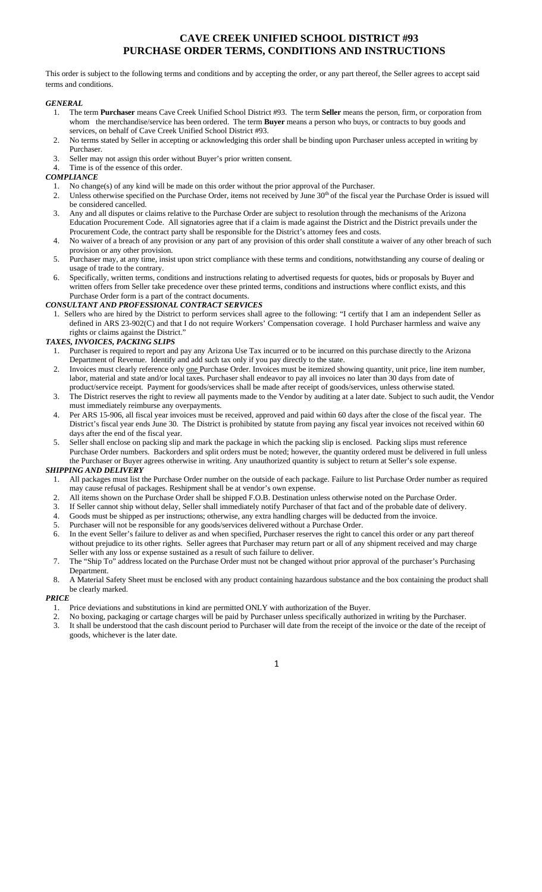# CAVE CREEK UNIFIED SCHOOL DISTRICT #93
# PURCHASE ORDER TERMS, CONDITIONS AND INSTRUCTIONS

This order is subject to the following terms and conditions and by accepting the order, or any part thereof, the Seller agrees to accept said terms and conditions.

***GENERAL***

1. The term **Purchaser** means Cave Creek Unified School District #93. The term **Seller** means the person, firm, or corporation from whom the merchandise/service has been ordered. The term **Buyer** means a person who buys, or contracts to buy goods and services, on behalf of Cave Creek Unified School District #93.
2. No terms stated by Seller in accepting or acknowledging this order shall be binding upon Purchaser unless accepted in writing by Purchaser.
3. Seller may not assign this order without Buyer's prior written consent.
4. Time is of the essence of this order.

***COMPLIANCE***

1. No change(s) of any kind will be made on this order without the prior approval of the Purchaser.
2. Unless otherwise specified on the Purchase Order, items not received by June 30th of the fiscal year the Purchase Order is issued will be considered cancelled.
3. Any and all disputes or claims relative to the Purchase Order are subject to resolution through the mechanisms of the Arizona Education Procurement Code. All signatories agree that if a claim is made against the District and the District prevails under the Procurement Code, the contract party shall be responsible for the District's attorney fees and costs.
4. No waiver of a breach of any provision or any part of any provision of this order shall constitute a waiver of any other breach of such provision or any other provision.
5. Purchaser may, at any time, insist upon strict compliance with these terms and conditions, notwithstanding any course of dealing or usage of trade to the contrary.
6. Specifically, written terms, conditions and instructions relating to advertised requests for quotes, bids or proposals by Buyer and written offers from Seller take precedence over these printed terms, conditions and instructions where conflict exists, and this Purchase Order form is a part of the contract documents.

***CONSULTANT AND PROFESSIONAL CONTRACT SERVICES***

1. Sellers who are hired by the District to perform services shall agree to the following: "I certify that I am an independent Seller as defined in ARS 23-902(C) and that I do not require Workers' Compensation coverage. I hold Purchaser harmless and waive any rights or claims against the District."

***TAXES, INVOICES, PACKING SLIPS***

1. Purchaser is required to report and pay any Arizona Use Tax incurred or to be incurred on this purchase directly to the Arizona Department of Revenue. Identify and add such tax only if you pay directly to the state.
2. Invoices must clearly reference only <u>one</u> Purchase Order. Invoices must be itemized showing quantity, unit price, line item number, labor, material and state and/or local taxes. Purchaser shall endeavor to pay all invoices no later than 30 days from date of product/service receipt. Payment for goods/services shall be made after receipt of goods/services, unless otherwise stated.
3. The District reserves the right to review all payments made to the Vendor by auditing at a later date. Subject to such audit, the Vendor must immediately reimburse any overpayments.
4. Per ARS 15-906, all fiscal year invoices must be received, approved and paid within 60 days after the close of the fiscal year. The District's fiscal year ends June 30. The District is prohibited by statute from paying any fiscal year invoices not received within 60 days after the end of the fiscal year.
5. Seller shall enclose on packing slip and mark the package in which the packing slip is enclosed. Packing slips must reference Purchase Order numbers. Backorders and split orders must be noted; however, the quantity ordered must be delivered in full unless the Purchaser or Buyer agrees otherwise in writing. Any unauthorized quantity is subject to return at Seller's sole expense.

***SHIPPING AND DELIVERY***

1. All packages must list the Purchase Order number on the outside of each package. Failure to list Purchase Order number as required may cause refusal of packages. Reshipment shall be at vendor's own expense.
2. All items shown on the Purchase Order shall be shipped F.O.B. Destination unless otherwise noted on the Purchase Order.
3. If Seller cannot ship without delay, Seller shall immediately notify Purchaser of that fact and of the probable date of delivery.
4. Goods must be shipped as per instructions; otherwise, any extra handling charges will be deducted from the invoice.
5. Purchaser will not be responsible for any goods/services delivered without a Purchase Order.
6. In the event Seller's failure to deliver as and when specified, Purchaser reserves the right to cancel this order or any part thereof without prejudice to its other rights. Seller agrees that Purchaser may return part or all of any shipment received and may charge Seller with any loss or expense sustained as a result of such failure to deliver.
7. The "Ship To" address located on the Purchase Order must not be changed without prior approval of the purchaser's Purchasing Department.
8. A Material Safety Sheet must be enclosed with any product containing hazardous substance and the box containing the product shall be clearly marked.

***PRICE***

1. Price deviations and substitutions in kind are permitted ONLY with authorization of the Buyer.
2. No boxing, packaging or cartage charges will be paid by Purchaser unless specifically authorized in writing by the Purchaser.
3. It shall be understood that the cash discount period to Purchaser will date from the receipt of the invoice or the date of the receipt of goods, whichever is the later date.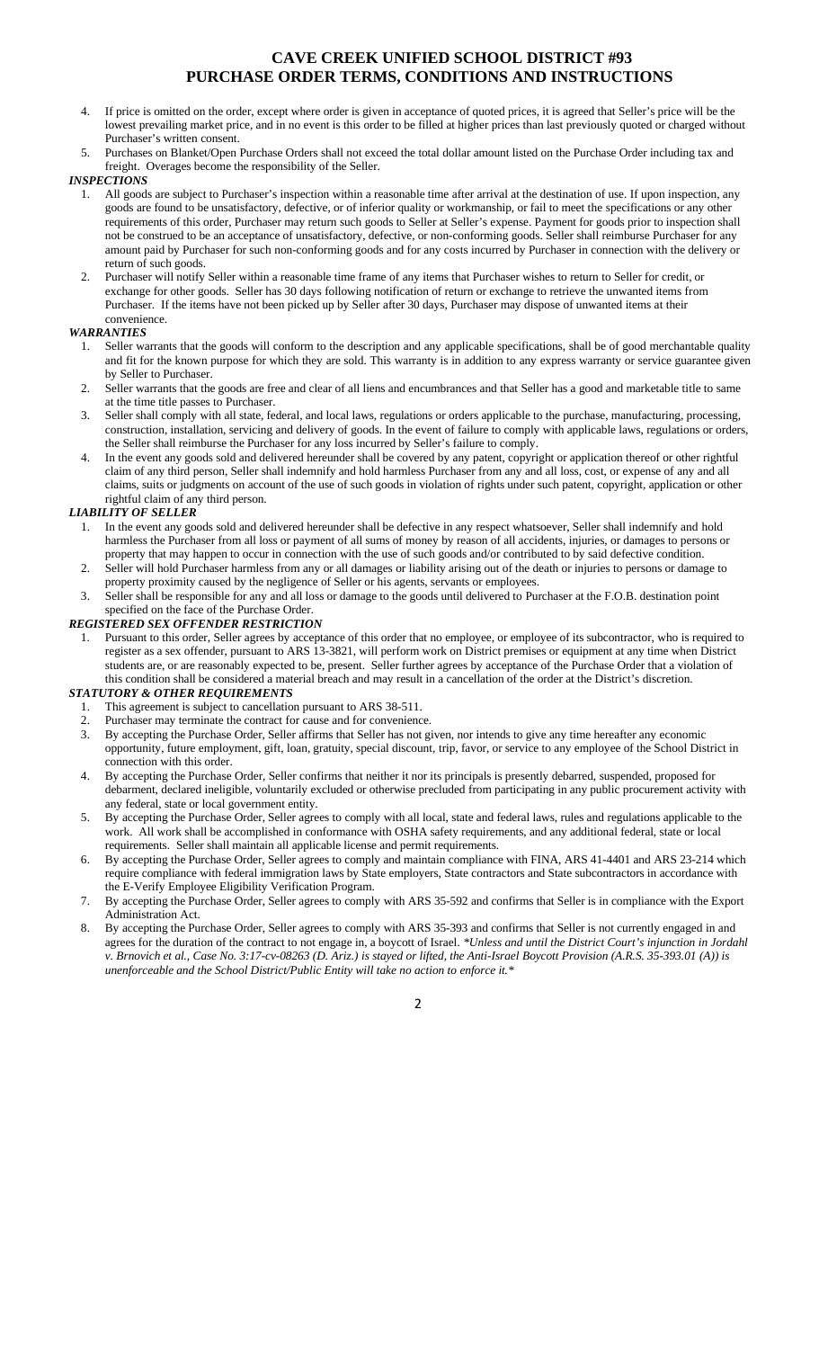# CAVE CREEK UNIFIED SCHOOL DISTRICT #93
# PURCHASE ORDER TERMS, CONDITIONS AND INSTRUCTIONS

4. If price is omitted on the order, except where order is given in acceptance of quoted prices, it is agreed that Seller's price will be the lowest prevailing market price, and in no event is this order to be filled at higher prices than last previously quoted or charged without Purchaser's written consent.
5. Purchases on Blanket/Open Purchase Orders shall not exceed the total dollar amount listed on the Purchase Order including tax and freight. Overages become the responsibility of the Seller.

***INSPECTIONS***

1. All goods are subject to Purchaser's inspection within a reasonable time after arrival at the destination of use. If upon inspection, any goods are found to be unsatisfactory, defective, or of inferior quality or workmanship, or fail to meet the specifications or any other requirements of this order, Purchaser may return such goods to Seller at Seller's expense. Payment for goods prior to inspection shall not be construed to be an acceptance of unsatisfactory, defective, or non-conforming goods. Seller shall reimburse Purchaser for any amount paid by Purchaser for such non-conforming goods and for any costs incurred by Purchaser in connection with the delivery or return of such goods.
2. Purchaser will notify Seller within a reasonable time frame of any items that Purchaser wishes to return to Seller for credit, or exchange for other goods. Seller has 30 days following notification of return or exchange to retrieve the unwanted items from Purchaser. If the items have not been picked up by Seller after 30 days, Purchaser may dispose of unwanted items at their convenience.

***WARRANTIES***

1. Seller warrants that the goods will conform to the description and any applicable specifications, shall be of good merchantable quality and fit for the known purpose for which they are sold. This warranty is in addition to any express warranty or service guarantee given by Seller to Purchaser.
2. Seller warrants that the goods are free and clear of all liens and encumbrances and that Seller has a good and marketable title to same at the time title passes to Purchaser.
3. Seller shall comply with all state, federal, and local laws, regulations or orders applicable to the purchase, manufacturing, processing, construction, installation, servicing and delivery of goods. In the event of failure to comply with applicable laws, regulations or orders, the Seller shall reimburse the Purchaser for any loss incurred by Seller's failure to comply.
4. In the event any goods sold and delivered hereunder shall be covered by any patent, copyright or application thereof or other rightful claim of any third person, Seller shall indemnify and hold harmless Purchaser from any and all loss, cost, or expense of any and all claims, suits or judgments on account of the use of such goods in violation of rights under such patent, copyright, application or other rightful claim of any third person.

***LIABILITY OF SELLER***

1. In the event any goods sold and delivered hereunder shall be defective in any respect whatsoever, Seller shall indemnify and hold harmless the Purchaser from all loss or payment of all sums of money by reason of all accidents, injuries, or damages to persons or property that may happen to occur in connection with the use of such goods and/or contributed to by said defective condition.
2. Seller will hold Purchaser harmless from any or all damages or liability arising out of the death or injuries to persons or damage to property proximity caused by the negligence of Seller or his agents, servants or employees.
3. Seller shall be responsible for any and all loss or damage to the goods until delivered to Purchaser at the F.O.B. destination point specified on the face of the Purchase Order.

***REGISTERED SEX OFFENDER RESTRICTION***

1. Pursuant to this order, Seller agrees by acceptance of this order that no employee, or employee of its subcontractor, who is required to register as a sex offender, pursuant to ARS 13-3821, will perform work on District premises or equipment at any time when District students are, or are reasonably expected to be, present. Seller further agrees by acceptance of the Purchase Order that a violation of this condition shall be considered a material breach and may result in a cancellation of the order at the District's discretion.

***STATUTORY & OTHER REQUIREMENTS***

1. This agreement is subject to cancellation pursuant to ARS 38-511.
2. Purchaser may terminate the contract for cause and for convenience.
3. By accepting the Purchase Order, Seller affirms that Seller has not given, nor intends to give any time hereafter any economic opportunity, future employment, gift, loan, gratuity, special discount, trip, favor, or service to any employee of the School District in connection with this order.
4. By accepting the Purchase Order, Seller confirms that neither it nor its principals is presently debarred, suspended, proposed for debarment, declared ineligible, voluntarily excluded or otherwise precluded from participating in any public procurement activity with any federal, state or local government entity.
5. By accepting the Purchase Order, Seller agrees to comply with all local, state and federal laws, rules and regulations applicable to the work. All work shall be accomplished in conformance with OSHA safety requirements, and any additional federal, state or local requirements. Seller shall maintain all applicable license and permit requirements.
6. By accepting the Purchase Order, Seller agrees to comply and maintain compliance with FINA, ARS 41-4401 and ARS 23-214 which require compliance with federal immigration laws by State employers, State contractors and State subcontractors in accordance with the E-Verify Employee Eligibility Verification Program.
7. By accepting the Purchase Order, Seller agrees to comply with ARS 35-592 and confirms that Seller is in compliance with the Export Administration Act.
8. By accepting the Purchase Order, Seller agrees to comply with ARS 35-393 and confirms that Seller is not currently engaged in and agrees for the duration of the contract to not engage in, a boycott of Israel. *\*Unless and until the District Court's injunction in Jordahl v. Brnovich et al., Case No. 3:17-cv-08263 (D. Ariz.) is stayed or lifted, the Anti-Israel Boycott Provision (A.R.S. 35-393.01 (A)) is unenforceable and the School District/Public Entity will take no action to enforce it.\**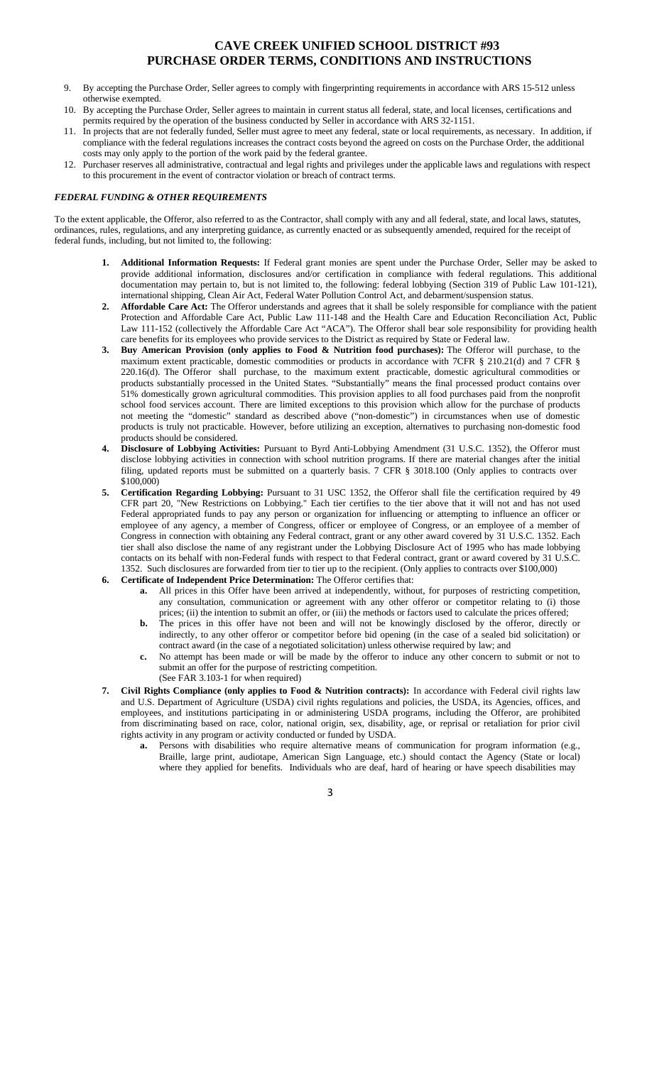# CAVE CREEK UNIFIED SCHOOL DISTRICT #93
# PURCHASE ORDER TERMS, CONDITIONS AND INSTRUCTIONS

9. By accepting the Purchase Order, Seller agrees to comply with fingerprinting requirements in accordance with ARS 15-512 unless otherwise exempted.
10. By accepting the Purchase Order, Seller agrees to maintain in current status all federal, state, and local licenses, certifications and permits required by the operation of the business conducted by Seller in accordance with ARS 32-1151.
11. In projects that are not federally funded, Seller must agree to meet any federal, state or local requirements, as necessary. In addition, if compliance with the federal regulations increases the contract costs beyond the agreed on costs on the Purchase Order, the additional costs may only apply to the portion of the work paid by the federal grantee.
12. Purchaser reserves all administrative, contractual and legal rights and privileges under the applicable laws and regulations with respect to this procurement in the event of contractor violation or breach of contract terms.

### *FEDERAL FUNDING & OTHER REQUIREMENTS*

To the extent applicable, the Offeror, also referred to as the Contractor, shall comply with any and all federal, state, and local laws, statutes, ordinances, rules, regulations, and any interpreting guidance, as currently enacted or as subsequently amended, required for the receipt of federal funds, including, but not limited to, the following:

1. **Additional Information Requests:** If Federal grant monies are spent under the Purchase Order, Seller may be asked to provide additional information, disclosures and/or certification in compliance with federal regulations. This additional documentation may pertain to, but is not limited to, the following: federal lobbying (Section 319 of Public Law 101-121), international shipping, Clean Air Act, Federal Water Pollution Control Act, and debarment/suspension status.
2. **Affordable Care Act:** The Offeror understands and agrees that it shall be solely responsible for compliance with the patient Protection and Affordable Care Act, Public Law 111-148 and the Health Care and Education Reconciliation Act, Public Law 111-152 (collectively the Affordable Care Act "ACA"). The Offeror shall bear sole responsibility for providing health care benefits for its employees who provide services to the District as required by State or Federal law.
3. **Buy American Provision (only applies to Food & Nutrition food purchases):** The Offeror will purchase, to the maximum extent practicable, domestic commodities or products in accordance with 7CFR § 210.21(d) and 7 CFR § 220.16(d). The Offeror shall purchase, to the maximum extent practicable, domestic agricultural commodities or products substantially processed in the United States. "Substantially" means the final processed product contains over 51% domestically grown agricultural commodities. This provision applies to all food purchases paid from the nonprofit school food services account. There are limited exceptions to this provision which allow for the purchase of products not meeting the "domestic" standard as described above ("non-domestic") in circumstances when use of domestic products is truly not practicable. However, before utilizing an exception, alternatives to purchasing non-domestic food products should be considered.
4. **Disclosure of Lobbying Activities:** Pursuant to Byrd Anti-Lobbying Amendment (31 U.S.C. 1352), the Offeror must disclose lobbying activities in connection with school nutrition programs. If there are material changes after the initial filing, updated reports must be submitted on a quarterly basis. 7 CFR § 3018.100 (Only applies to contracts over $100,000)
5. **Certification Regarding Lobbying:** Pursuant to 31 USC 1352, the Offeror shall file the certification required by 49 CFR part 20, "New Restrictions on Lobbying." Each tier certifies to the tier above that it will not and has not used Federal appropriated funds to pay any person or organization for influencing or attempting to influence an officer or employee of any agency, a member of Congress, officer or employee of Congress, or an employee of a member of Congress in connection with obtaining any Federal contract, grant or any other award covered by 31 U.S.C. 1352. Each tier shall also disclose the name of any registrant under the Lobbying Disclosure Act of 1995 who has made lobbying contacts on its behalf with non-Federal funds with respect to that Federal contract, grant or award covered by 31 U.S.C. 1352. Such disclosures are forwarded from tier to tier up to the recipient. (Only applies to contracts over $100,000)
6. **Certificate of Independent Price Determination:** The Offeror certifies that:
   a. All prices in this Offer have been arrived at independently, without, for purposes of restricting competition, any consultation, communication or agreement with any other offeror or competitor relating to (i) those prices; (ii) the intention to submit an offer, or (iii) the methods or factors used to calculate the prices offered;
   b. The prices in this offer have not been and will not be knowingly disclosed by the offeror, directly or indirectly, to any other offeror or competitor before bid opening (in the case of a sealed bid solicitation) or contract award (in the case of a negotiated solicitation) unless otherwise required by law; and
   c. No attempt has been made or will be made by the offeror to induce any other concern to submit or not to submit an offer for the purpose of restricting competition.
   (See FAR 3.103-1 for when required)
7. **Civil Rights Compliance (only applies to Food & Nutrition contracts):** In accordance with Federal civil rights law and U.S. Department of Agriculture (USDA) civil rights regulations and policies, the USDA, its Agencies, offices, and employees, and institutions participating in or administering USDA programs, including the Offeror, are prohibited from discriminating based on race, color, national origin, sex, disability, age, or reprisal or retaliation for prior civil rights activity in any program or activity conducted or funded by USDA.
   a. Persons with disabilities who require alternative means of communication for program information (e.g., Braille, large print, audiotape, American Sign Language, etc.) should contact the Agency (State or local) where they applied for benefits. Individuals who are deaf, hard of hearing or have speech disabilities may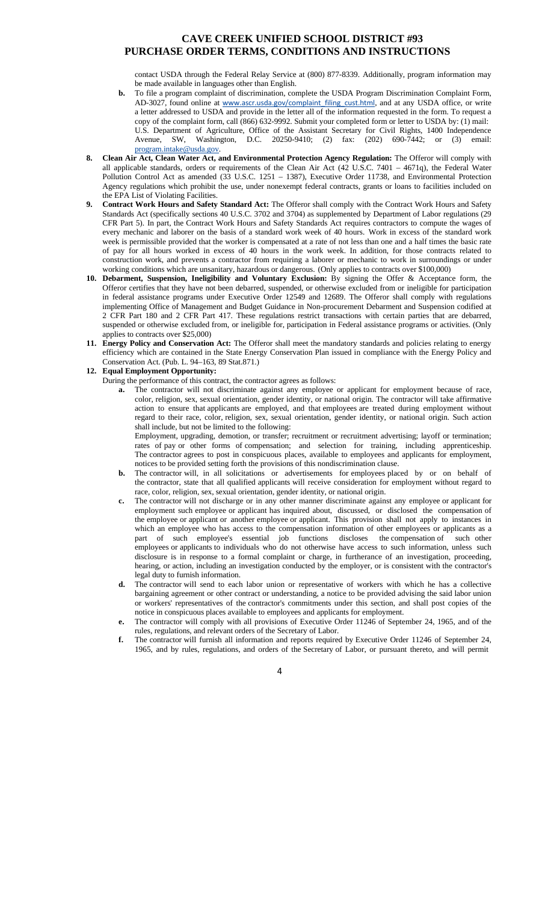contact USDA through the Federal Relay Service at (800) 877-8339. Additionally, program information may be made available in languages other than English.

   b. To file a program complaint of discrimination, complete the USDA Program Discrimination Complaint Form, AD-3027, found online at www.ascr.usda.gov/complaint_filing_cust.html, and at any USDA office, or write a letter addressed to USDA and provide in the letter all of the information requested in the form. To request a copy of the complaint form, call (866) 632-9992. Submit your completed form or letter to USDA by: (1) mail: U.S. Department of Agriculture, Office of the Assistant Secretary for Civil Rights, 1400 Independence Avenue, SW, Washington, D.C. 20250-9410; (2) fax: (202) 690-7442; or (3) email: program.intake@usda.gov.

8. **Clean Air Act, Clean Water Act, and Environmental Protection Agency Regulation:** The Offeror will comply with all applicable standards, orders or requirements of the Clean Air Act (42 U.S.C. 7401 – 4671q), the Federal Water Pollution Control Act as amended (33 U.S.C. 1251 – 1387), Executive Order 11738, and Environmental Protection Agency regulations which prohibit the use, under nonexempt federal contracts, grants or loans to facilities included on the EPA List of Violating Facilities.

9. **Contract Work Hours and Safety Standard Act:** The Offeror shall comply with the Contract Work Hours and Safety Standards Act (specifically sections 40 U.S.C. 3702 and 3704) as supplemented by Department of Labor regulations (29 CFR Part 5). In part, the Contract Work Hours and Safety Standards Act requires contractors to compute the wages of every mechanic and laborer on the basis of a standard work week of 40 hours. Work in excess of the standard work week is permissible provided that the worker is compensated at a rate of not less than one and a half times the basic rate of pay for all hours worked in excess of 40 hours in the work week. In addition, for those contracts related to construction work, and prevents a contractor from requiring a laborer or mechanic to work in surroundings or under working conditions which are unsanitary, hazardous or dangerous. (Only applies to contracts over $100,000)

10. **Debarment, Suspension, Ineligibility and Voluntary Exclusion:** By signing the Offer & Acceptance form, the Offeror certifies that they have not been debarred, suspended, or otherwise excluded from or ineligible for participation in federal assistance programs under Executive Order 12549 and 12689. The Offeror shall comply with regulations implementing Office of Management and Budget Guidance in Non-procurement Debarment and Suspension codified at 2 CFR Part 180 and 2 CFR Part 417. These regulations restrict transactions with certain parties that are debarred, suspended or otherwise excluded from, or ineligible for, participation in Federal assistance programs or activities. (Only applies to contracts over $25,000)

11. **Energy Policy and Conservation Act:** The Offeror shall meet the mandatory standards and policies relating to energy efficiency which are contained in the State Energy Conservation Plan issued in compliance with the Energy Policy and Conservation Act. (Pub. L. 94–163, 89 Stat.871.)

12. **Equal Employment Opportunity:**

   During the performance of this contract, the contractor agrees as follows:

   a. The contractor will not discriminate against any employee or applicant for employment because of race, color, religion, sex, sexual orientation, gender identity, or national origin. The contractor will take affirmative action to ensure that applicants are employed, and that employees are treated during employment without regard to their race, color, religion, sex, sexual orientation, gender identity, or national origin. Such action shall include, but not be limited to the following:

      Employment, upgrading, demotion, or transfer; recruitment or recruitment advertising; layoff or termination; rates of pay or other forms of compensation; and selection for training, including apprenticeship. The contractor agrees to post in conspicuous places, available to employees and applicants for employment, notices to be provided setting forth the provisions of this nondiscrimination clause.

   b. The contractor will, in all solicitations or advertisements for employees placed by or on behalf of the contractor, state that all qualified applicants will receive consideration for employment without regard to race, color, religion, sex, sexual orientation, gender identity, or national origin.

   c. The contractor will not discharge or in any other manner discriminate against any employee or applicant for employment such employee or applicant has inquired about, discussed, or disclosed the compensation of the employee or applicant or another employee or applicant. This provision shall not apply to instances in which an employee who has access to the compensation information of other employees or applicants as a part of such employee's essential job functions discloses the compensation of such other employees or applicants to individuals who do not otherwise have access to such information, unless such disclosure is in response to a formal complaint or charge, in furtherance of an investigation, proceeding, hearing, or action, including an investigation conducted by the employer, or is consistent with the contractor's legal duty to furnish information.

   d. The contractor will send to each labor union or representative of workers with which he has a collective bargaining agreement or other contract or understanding, a notice to be provided advising the said labor union or workers' representatives of the contractor's commitments under this section, and shall post copies of the notice in conspicuous places available to employees and applicants for employment.

   e. The contractor will comply with all provisions of Executive Order 11246 of September 24, 1965, and of the rules, regulations, and relevant orders of the Secretary of Labor.

   f. The contractor will furnish all information and reports required by Executive Order 11246 of September 24, 1965, and by rules, regulations, and orders of the Secretary of Labor, or pursuant thereto, and will permit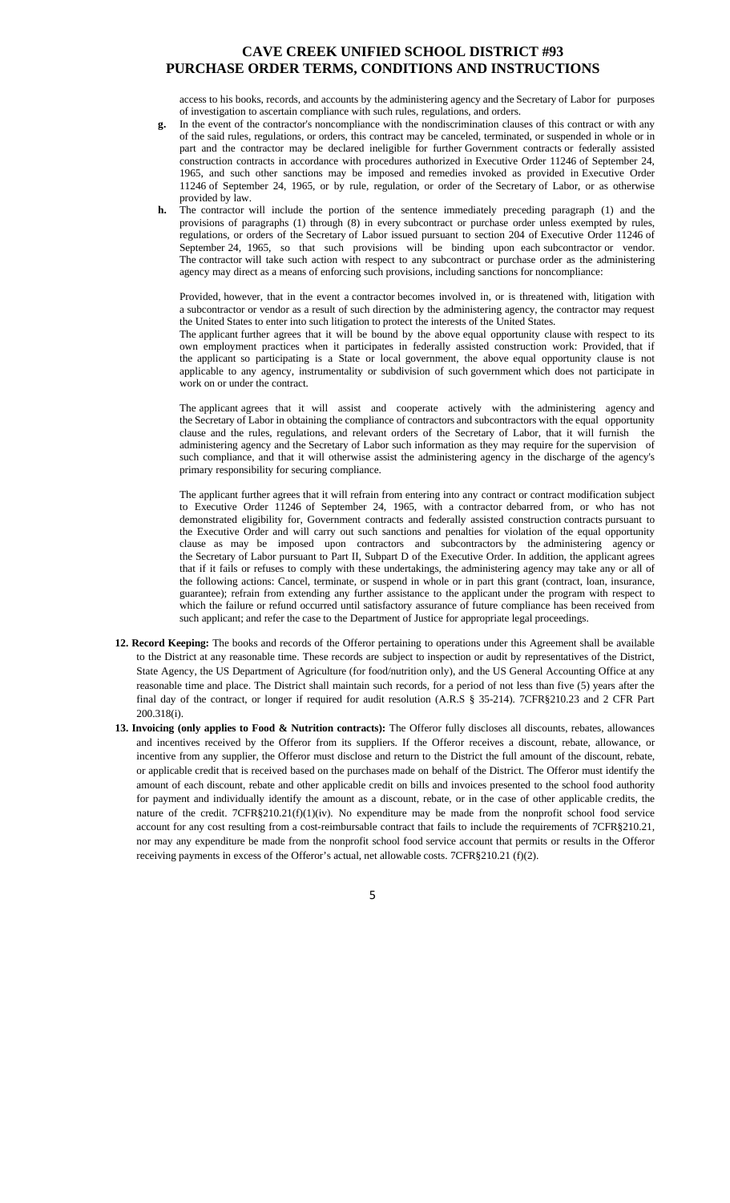access to his books, records, and accounts by the administering agency and the Secretary of Labor for purposes of investigation to ascertain compliance with such rules, regulations, and orders.

**g.** In the event of the contractor's noncompliance with the nondiscrimination clauses of this contract or with any of the said rules, regulations, or orders, this contract may be canceled, terminated, or suspended in whole or in part and the contractor may be declared ineligible for further Government contracts or federally assisted construction contracts in accordance with procedures authorized in Executive Order 11246 of September 24, 1965, and such other sanctions may be imposed and remedies invoked as provided in Executive Order 11246 of September 24, 1965, or by rule, regulation, or order of the Secretary of Labor, or as otherwise provided by law.

**h.** The contractor will include the portion of the sentence immediately preceding paragraph (1) and the provisions of paragraphs (1) through (8) in every subcontract or purchase order unless exempted by rules, regulations, or orders of the Secretary of Labor issued pursuant to section 204 of Executive Order 11246 of September 24, 1965, so that such provisions will be binding upon each subcontractor or vendor. The contractor will take such action with respect to any subcontract or purchase order as the administering agency may direct as a means of enforcing such provisions, including sanctions for noncompliance:

Provided, however, that in the event a contractor becomes involved in, or is threatened with, litigation with a subcontractor or vendor as a result of such direction by the administering agency, the contractor may request the United States to enter into such litigation to protect the interests of the United States.

The applicant further agrees that it will be bound by the above equal opportunity clause with respect to its own employment practices when it participates in federally assisted construction work: Provided, that if the applicant so participating is a State or local government, the above equal opportunity clause is not applicable to any agency, instrumentality or subdivision of such government which does not participate in work on or under the contract.

The applicant agrees that it will assist and cooperate actively with the administering agency and the Secretary of Labor in obtaining the compliance of contractors and subcontractors with the equal opportunity clause and the rules, regulations, and relevant orders of the Secretary of Labor, that it will furnish the administering agency and the Secretary of Labor such information as they may require for the supervision of such compliance, and that it will otherwise assist the administering agency in the discharge of the agency's primary responsibility for securing compliance.

The applicant further agrees that it will refrain from entering into any contract or contract modification subject to Executive Order 11246 of September 24, 1965, with a contractor debarred from, or who has not demonstrated eligibility for, Government contracts and federally assisted construction contracts pursuant to the Executive Order and will carry out such sanctions and penalties for violation of the equal opportunity clause as may be imposed upon contractors and subcontractors by the administering agency or the Secretary of Labor pursuant to Part II, Subpart D of the Executive Order. In addition, the applicant agrees that if it fails or refuses to comply with these undertakings, the administering agency may take any or all of the following actions: Cancel, terminate, or suspend in whole or in part this grant (contract, loan, insurance, guarantee); refrain from extending any further assistance to the applicant under the program with respect to which the failure or refund occurred until satisfactory assurance of future compliance has been received from such applicant; and refer the case to the Department of Justice for appropriate legal proceedings.

**12. Record Keeping:** The books and records of the Offeror pertaining to operations under this Agreement shall be available to the District at any reasonable time. These records are subject to inspection or audit by representatives of the District, State Agency, the US Department of Agriculture (for food/nutrition only), and the US General Accounting Office at any reasonable time and place. The District shall maintain such records, for a period of not less than five (5) years after the final day of the contract, or longer if required for audit resolution (A.R.S § 35-214). 7CFR§210.23 and 2 CFR Part 200.318(i).

**13. Invoicing (only applies to Food & Nutrition contracts):** The Offeror fully discloses all discounts, rebates, allowances and incentives received by the Offeror from its suppliers. If the Offeror receives a discount, rebate, allowance, or incentive from any supplier, the Offeror must disclose and return to the District the full amount of the discount, rebate, or applicable credit that is received based on the purchases made on behalf of the District. The Offeror must identify the amount of each discount, rebate and other applicable credit on bills and invoices presented to the school food authority for payment and individually identify the amount as a discount, rebate, or in the case of other applicable credits, the nature of the credit. 7CFR§210.21(f)(1)(iv). No expenditure may be made from the nonprofit school food service account for any cost resulting from a cost-reimbursable contract that fails to include the requirements of 7CFR§210.21, nor may any expenditure be made from the nonprofit school food service account that permits or results in the Offeror receiving payments in excess of the Offeror's actual, net allowable costs. 7CFR§210.21 (f)(2).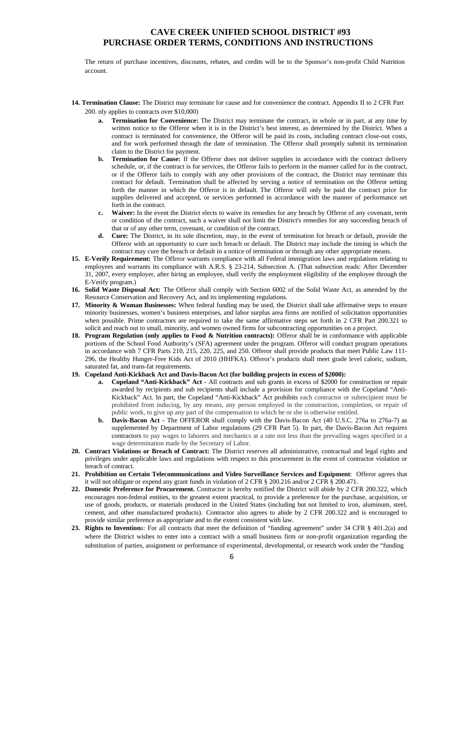The return of purchase incentives, discounts, rebates, and credits will be to the Sponsor's non-profit Child Nutrition account.

14. **Termination Clause:** The District may terminate for cause and for convenience the contract. Appendix II to 2 CFR Part 200. nly applies to contracts over $10,000)
    a. **Termination for Convenience:** The District may terminate the contract, in whole or in part, at any time by written notice to the Offeror when it is in the District's best interest, as determined by the District. When a contract is terminated for convenience, the Offeror will be paid its costs, including contract close-out costs, and for work performed through the date of termination. The Offeror shall promptly submit its termination claim to the District for payment.
    b. **Termination for Cause:** If the Offeror does not deliver supplies in accordance with the contract delivery schedule, or, if the contract is for services, the Offeror fails to perform in the manner called for in the contract, or if the Offeror fails to comply with any other provisions of the contract, the District may terminate this contract for default. Termination shall be affected by serving a notice of termination on the Offeror setting forth the manner in which the Offeror is in default. The Offeror will only be paid the contract price for supplies delivered and accepted, or services performed in accordance with the manner of performance set forth in the contract.
    c. **Waiver:** In the event the District elects to waive its remedies for any breach by Offeror of any covenant, term or condition of the contract, such a waiver shall not limit the District's remedies for any succeeding breach of that or of any other term, covenant, or condition of the contract.
    d. **Cure:** The District, in its sole discretion, may, in the event of termination for breach or default, provide the Offeror with an opportunity to cure such breach or default. The District may include the timing in which the contract may cure the breach or default in a notice of termination or through any other appropriate means.
15. **E-Verify Requirement:** The Offeror warrants compliance with all Federal immigration laws and regulations relating to employees and warrants its compliance with A.R.S. § 23-214, Subsection A. (That subsection reads: After December 31, 2007, every employer, after hiring an employee, shall verify the employment eligibility of the employee through the E-Verify program.)
16. **Solid Waste Disposal Act:** The Offeror shall comply with Section 6002 of the Solid Waste Act, as amended by the Resource Conservation and Recovery Act, and its implementing regulations.
17. **Minority & Woman Businesses:** When federal funding may be used, the District shall take affirmative steps to ensure minority businesses, women's business enterprises, and labor surplus area firms are notified of solicitation opportunities when possible. Prime contractors are required to take the same affirmative steps set forth in 2 CFR Part 200.321 to solicit and reach out to small, minority, and women owned firms for subcontracting opportunities on a project.
18. **Program Regulation (only applies to Food & Nutrition contracts):** Offeror shall be in conformance with applicable portions of the School Food Authority's (SFA) agreement under the program. Offeror will conduct program operations in accordance with 7 CFR Parts 210, 215, 220, 225, and 250. Offeror shall provide products that meet Public Law 111-296, the Healthy Hunger-Free Kids Act of 2010 (HHFKA). Offeror's products shall meet grade level caloric, sodium, saturated fat, and trans-fat requirements.
19. **Copeland Anti-Kickback Act and Davis-Bacon Act (for building projects in excess of $2000):**
    a. **Copeland "Anti-Kickback" Act -** All contracts and sub grants in excess of $2000 for construction or repair awarded by recipients and sub recipients shall include a provision for compliance with the Copeland "Anti-Kickback" Act. In part, the Copeland "Anti-Kickback" Act prohibits each contractor or subrecipient must be prohibited from inducing, by any means, any person employed in the construction, completion, or repair of public work, to give up any part of the compensation to which he or she is otherwise entitled.
    b. **Davis-Bacon Act -** The OFFEROR shall comply with the Davis-Bacon Act (40 U.S.C. 276a to 276a-7) as supplemented by Department of Labor regulations (29 CFR Part 5). In part, the Davis-Bacon Act requires contractors to pay wages to laborers and mechanics at a rate not less than the prevailing wages specified in a wage determination made by the Secretary of Labor.
20. **Contract Violations or Breach of Contract:** The District reserves all administrative, contractual and legal rights and privileges under applicable laws and regulations with respect to this procurement in the event of contractor violation or breach of contract.
21. **Prohibition on Certain Telecommunications and Video Surveillance Services and Equipment**: Offeror agrees that it will not obligate or expend any grant funds in violation of 2 CFR § 200.216 and/or 2 CFR § 200.471.
22. **Domestic Preference for Procurement.** Contractor is hereby notified the District will abide by 2 CFR 200.322, which encourages non-federal entities, to the greatest extent practical, to provide a preference for the purchase, acquisition, or use of goods, products, or materials produced in the United States (including but not limited to iron, aluminum, steel, cement, and other manufactured products). Contractor also agrees to abide by 2 CFR 200.322 and is encouraged to provide similar preference as appropriate and to the extent consistent with law.
23. **Rights to Inventions**: For all contracts that meet the definition of "funding agreement" under 34 CFR § 401.2(a) and where the District wishes to enter into a contract with a small business firm or non-profit organization regarding the substitution of parties, assignment or performance of experimental, developmental, or research work under the "funding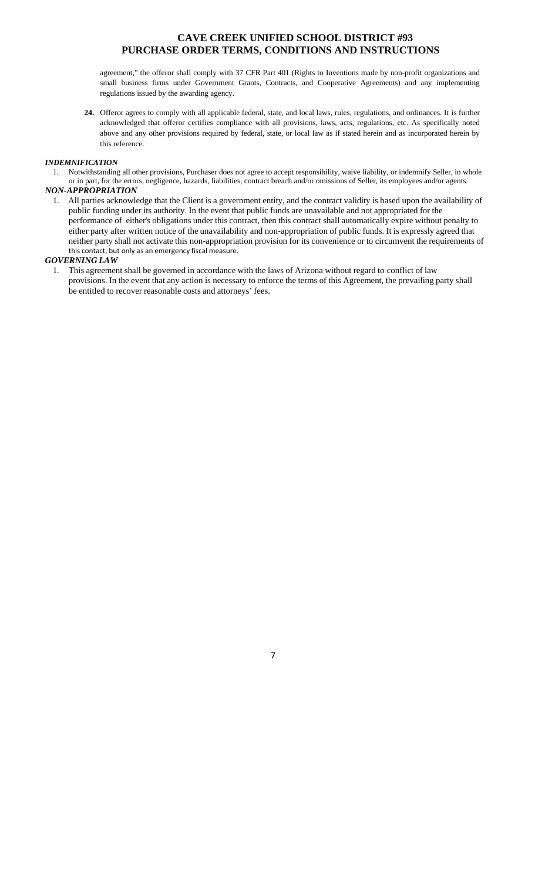agreement," the offeror shall comply with 37 CFR Part 401 (Rights to Inventions made by non-profit organizations and small business firms under Government Grants, Contracts, and Cooperative Agreements) and any implementing regulations issued by the awarding agency.

**24.** Offeror agrees to comply with all applicable federal, state, and local laws, rules, regulations, and ordinances. It is further acknowledged that offeror certifies compliance with all provisions, laws, acts, regulations, etc. As specifically noted above and any other provisions required by federal, state, or local law as if stated herein and as incorporated herein by this reference.

***INDEMNIFICATION***

1. Notwithstanding all other provisions, Purchaser does not agree to accept responsibility, waive liability, or indemnify Seller, in whole or in part, for the errors, negligence, hazards, liabilities, contract breach and/or omissions of Seller, its employees and/or agents.

***NON-APPROPRIATION***

1. All parties acknowledge that the Client is a government entity, and the contract validity is based upon the availability of public funding under its authority. In the event that public funds are unavailable and not appropriated for the performance of either's obligations under this contract, then this contract shall automatically expire without penalty to either party after written notice of the unavailability and non-appropriation of public funds. It is expressly agreed that neither party shall not activate this non-appropriation provision for its convenience or to circumvent the requirements of this contact, but only as an emergency fiscal measure.

***GOVERNING LAW***

1. This agreement shall be governed in accordance with the laws of Arizona without regard to conflict of law provisions. In the event that any action is necessary to enforce the terms of this Agreement, the prevailing party shall be entitled to recover reasonable costs and attorneys' fees.